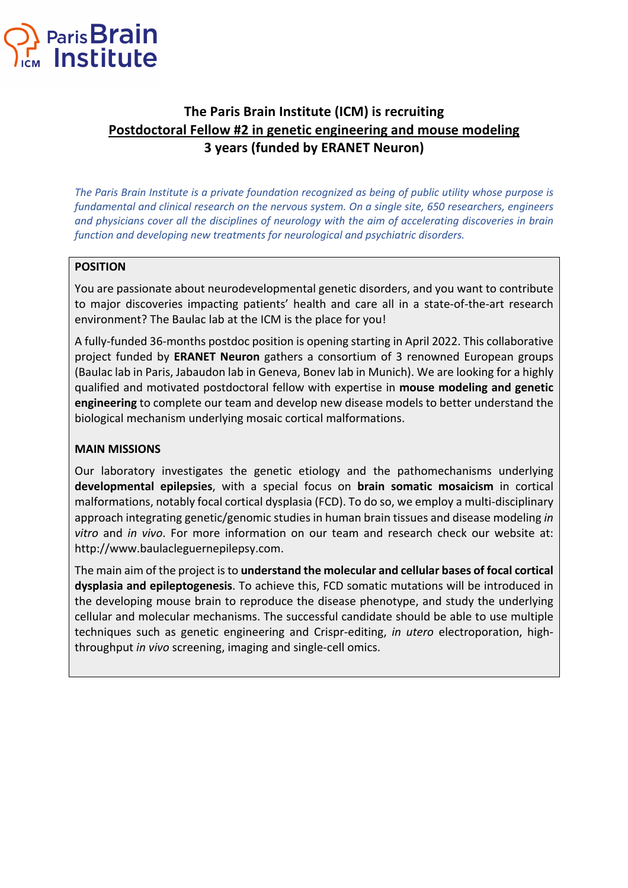# The Paris Brain Institute (ICM) is recruiting

## Postdoctoral Fellow #2 in genetic engineering and mouse modeling

## 3 years (funded by ERANET Neuron)

*The Paris Brain Institute is a private foundation recognized as being of public utility whose purpose is fundamental and clinical research on the nervous system. On a single site, 650 researchers, engineers and physicians cover all the disciplines of neurology with the aim of accelerating discoveries in brain function and developing new treatments for neurological and psychiatric disorders.*

### POSITION

You are passionate about neurodevelopmental genetic disorders, and you want to contribute to major discoveries impacting patients' health and care all in a state-of-the-art research environment? The Baulac lab at the ICM is the place for you!

A fully-funded 36-months postdoc position is opening starting in April 2022. This collaborative project funded by **ERANET Neuron** gathers a consortium of 3 renowned European groups (Baulac lab in Paris, Jabaudon lab in Geneva, Bonev lab in Munich). We are looking for a highly qualified and motivated postdoctoral fellow with expertise in **mouse modeling and genetic engineering** to complete our team and develop new disease models to better understand the biological mechanism underlying mosaic cortical malformations.

### MAIN MISSIONS

Our laboratory investigates the genetic etiology and the pathomechanisms underlying **developmental epilepsies**, with a special focus on **brain somatic mosaicism** in cortical malformations, notably focal cortical dysplasia (FCD). To do so, we employ a multi-disciplinary approach integrating genetic/genomic studies in human brain tissues and disease modeling *in vitro* and *in vivo*. For more information on our team and research check our website at: http://www.baulacleguernepilepsy.com.

The main aim of the project is to **understand the molecular and cellular bases of focal cortical dysplasia and epileptogenesis**. To achieve this, FCD somatic mutations will be introduced in the developing mouse brain to reproduce the disease phenotype, and study the underlying cellular and molecular mechanisms. The successful candidate should be able to use multiple techniques such as genetic engineering and Crispr-editing, *in utero* electroporation, high-throughput *in vivo* screening, imaging and single-cell omics.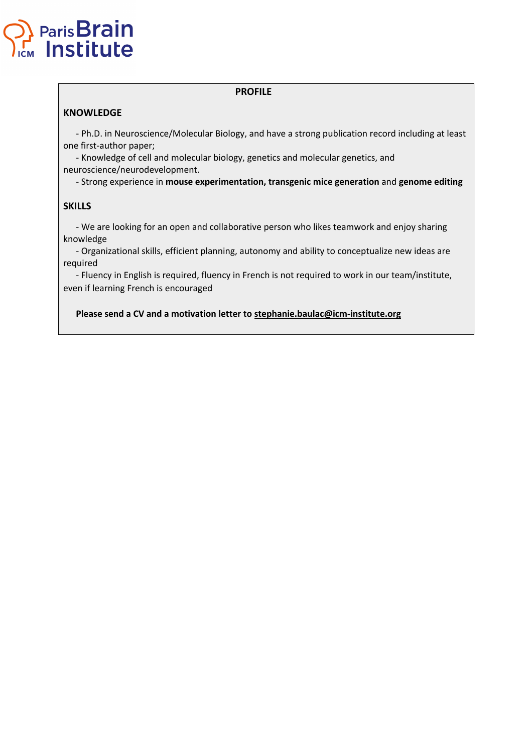Paris Brain Institute

## PROFILE

### KNOWLEDGE

- Ph.D. in Neuroscience/Molecular Biology, and have a strong publication record including at least one first-author paper;
- Knowledge of cell and molecular biology, genetics and molecular genetics, and neuroscience/neurodevelopment.
- Strong experience in **mouse experimentation, transgenic mice generation** and **genome editing**

### SKILLS

- We are looking for an open and collaborative person who likes teamwork and enjoy sharing knowledge
- Organizational skills, efficient planning, autonomy and ability to conceptualize new ideas are required
- Fluency in English is required, fluency in French is not required to work in our team/institute, even if learning French is encouraged

**Please send a CV and a motivation letter to stephanie.baulac@icm-institute.org**